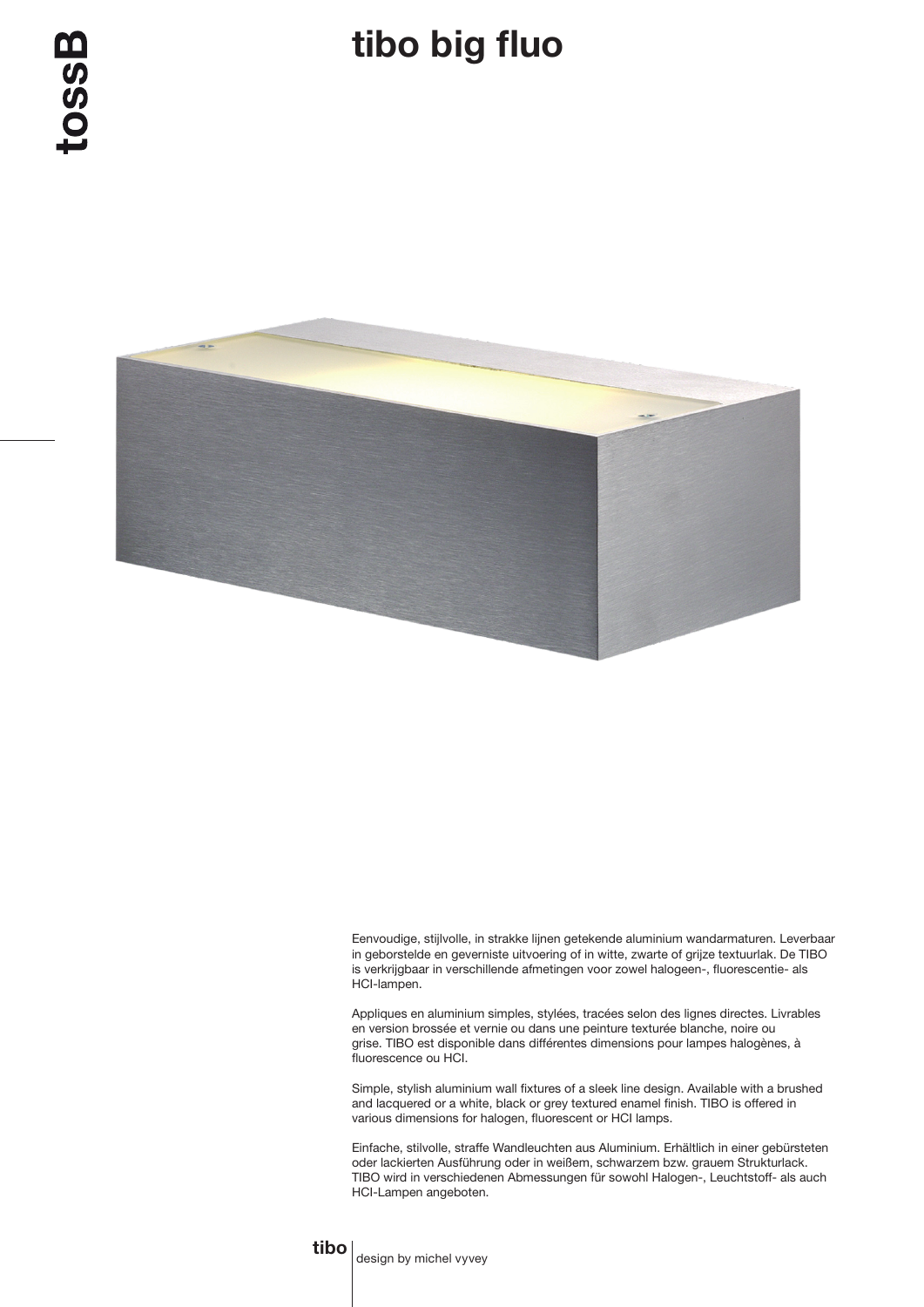# tibo big fluo

Eenvoudige, stijlvolle, in strakke lijnen getekende aluminium wandarmaturen. Leverbaar in geborstelde en geverniste uitvoering of in witte, zwarte of grijze textuurlak. De TIBO is verkrijgbaar in verschillende afmetingen voor zowel halogeen-, fluorescentie- als HCI-lampen.

Appliques en aluminium simples, stylées, tracées selon des lignes directes. Livrables en version brossée et vernie ou dans une peinture texturée blanche, noire ou grise. TIBO est disponible dans différentes dimensions pour lampes halogènes, à fluorescence ou HCI.

Simple, stylish aluminium wall fixtures of a sleek line design. Available with a brushed and lacquered or a white, black or grey textured enamel finish. TIBO is offered in various dimensions for halogen, fluorescent or HCI lamps.

Einfache, stilvolle, straffe Wandleuchten aus Aluminium. Erhältlich in einer gebürsteten oder lackierten Ausführung oder in weißem, schwarzem bzw. grauem Strukturlack. TIBO wird in verschiedenen Abmessungen für sowohl Halogen-, Leuchtstoff- als auch HCI-Lampen angeboten.

**tibo** | design by michel vyvey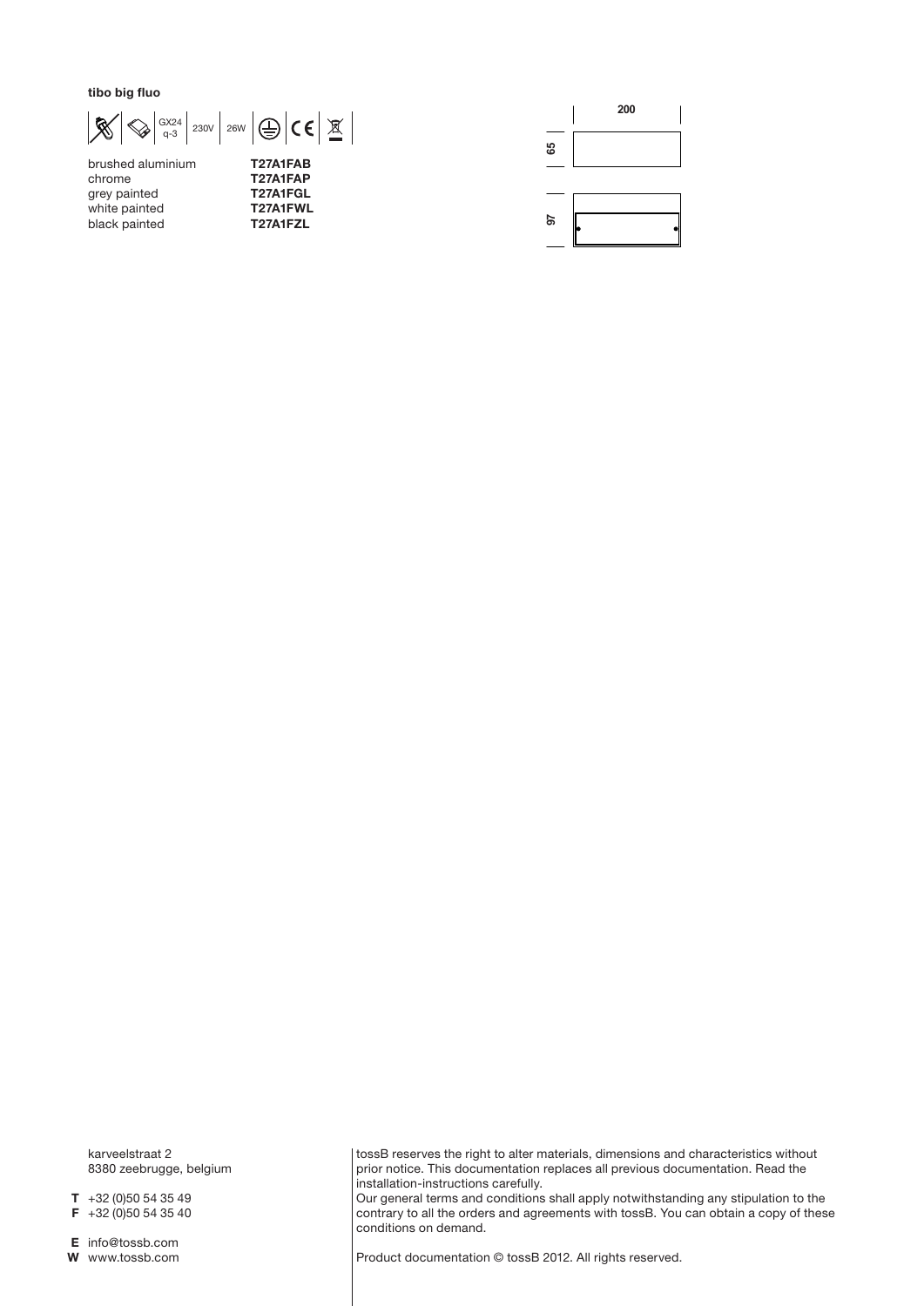**tibo big fluo**

GX24 q-3 | 230V | 26W

| | |
|---|---|
| brushed aluminium | **T27A1FAB** |
| chrome | **T27A1FAP** |
| grey painted | **T27A1FGL** |
| white painted | **T27A1FWL** |
| black painted | **T27A1FZL** |

200

65

97

karveelstraat 2
8380 zeebrugge, belgium

**T** +32 (0)50 54 35 49
**F** +32 (0)50 54 35 40

**E** info@tossb.com
**W** www.tossb.com

tossB reserves the right to alter materials, dimensions and characteristics without prior notice. This documentation replaces all previous documentation. Read the installation-instructions carefully.
Our general terms and conditions shall apply notwithstanding any stipulation to the contrary to all the orders and agreements with tossB. You can obtain a copy of these conditions on demand.

Product documentation © tossB 2012. All rights reserved.